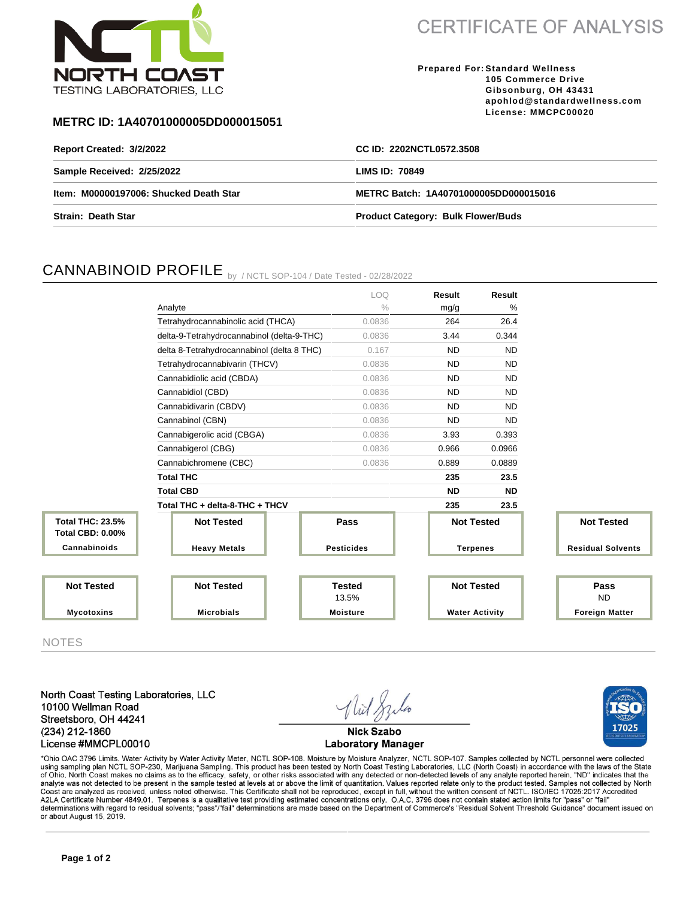**NORTH COAST TESTING LABORATORIES, LLC**

# CERTIFICATE OF ANALYSIS

**Prepared For:** Standard Wellness
105 Commerce Drive
Gibsonburg, OH 43431
apohlod@standardwellness.com
License: MMCPC00020

**METRC ID: 1A40701000005DD000015051**

| | |
|---|---|
| **Report Created: 3/2/2022** | **CC ID: 2202NCTL0572.3508** |
| **Sample Received: 2/25/2022** | **LIMS ID: 70849** |
| **Item: M00000197006: Shucked Death Star** | **METRC Batch: 1A40701000005DD000015016** |
| **Strain: Death Star** | **Product Category: Bulk Flower/Buds** |

## CANNABINOID PROFILE by / NCTL SOP-104 / Date Tested - 02/28/2022

| Analyte | LOQ % | Result mg/g | Result % |
|---|---|---|---|
| Tetrahydrocannabinolic acid (THCA) | 0.0836 | 264 | 26.4 |
| delta-9-Tetrahydrocannabinol (delta-9-THC) | 0.0836 | 3.44 | 0.344 |
| delta 8-Tetrahydrocannabinol (delta 8 THC) | 0.167 | ND | ND |
| Tetrahydrocannabivarin (THCV) | 0.0836 | ND | ND |
| Cannabidiolic acid (CBDA) | 0.0836 | ND | ND |
| Cannabidiol (CBD) | 0.0836 | ND | ND |
| Cannabidivarin (CBDV) | 0.0836 | ND | ND |
| Cannabinol (CBN) | 0.0836 | ND | ND |
| Cannabigerolic acid (CBGA) | 0.0836 | 3.93 | 0.393 |
| Cannabigerol (CBG) | 0.0836 | 0.966 | 0.0966 |
| Cannabichromene (CBC) | 0.0836 | 0.889 | 0.0889 |
| **Total THC** | | **235** | **23.5** |
| **Total CBD** | | **ND** | **ND** |
| **Total THC + delta-8-THC + THCV** | | **235** | **23.5** |

| Cannabinoids | Heavy Metals | Pesticides | Terpenes | Residual Solvents |
|---|---|---|---|---|
| Total THC: 23.5%<br>Total CBD: 0.00% | Not Tested | Pass | Not Tested | Not Tested |

| Mycotoxins | Microbials | Moisture | Water Activity | Foreign Matter |
|---|---|---|---|---|
| Not Tested | Not Tested | Tested<br>13.5% | Not Tested | Pass<br>ND |

## NOTES

North Coast Testing Laboratories, LLC
10100 Wellman Road
Streetsboro, OH 44241
(234) 212-1860
License #MMCPL00010

Nick Szabo
Laboratory Manager

*Ohio OAC 3796 Limits. Water Activity by Water Activity Meter, NCTL SOP-108. Moisture by Moisture Analyzer, NCTL SOP-107. Samples collected by NCTL personnel were collected using sampling plan NCTL SOP-230, Marijuana Sampling. This product has been tested by North Coast Testing Laboratories, LLC (North Coast) in accordance with the laws of the State of Ohio. North Coast makes no claims as to the efficacy, safety, or other risks associated with any detected or non-detected levels of any analyte reported herein. "ND" indicates that the analyte was not detected to be present in the sample tested at levels at or above the limit of quantitation. Values reported relate only to the product tested. Samples not collected by North Coast are analyzed as received, unless noted otherwise. This Certificate shall not be reproduced, except in full, without the written consent of NCTL. ISO/IEC 17025:2017 Accredited A2LA Certificate Number 4849.01. Terpenes is a qualitative test providing estimated concentrations only. O.A.C. 3796 does not contain stated action limits for "pass" or "fail" determinations with regard to residual solvents; "pass"/"fail" determinations are made based on the Department of Commerce's "Residual Solvent Threshold Guidance" document issued on or about August 15, 2019.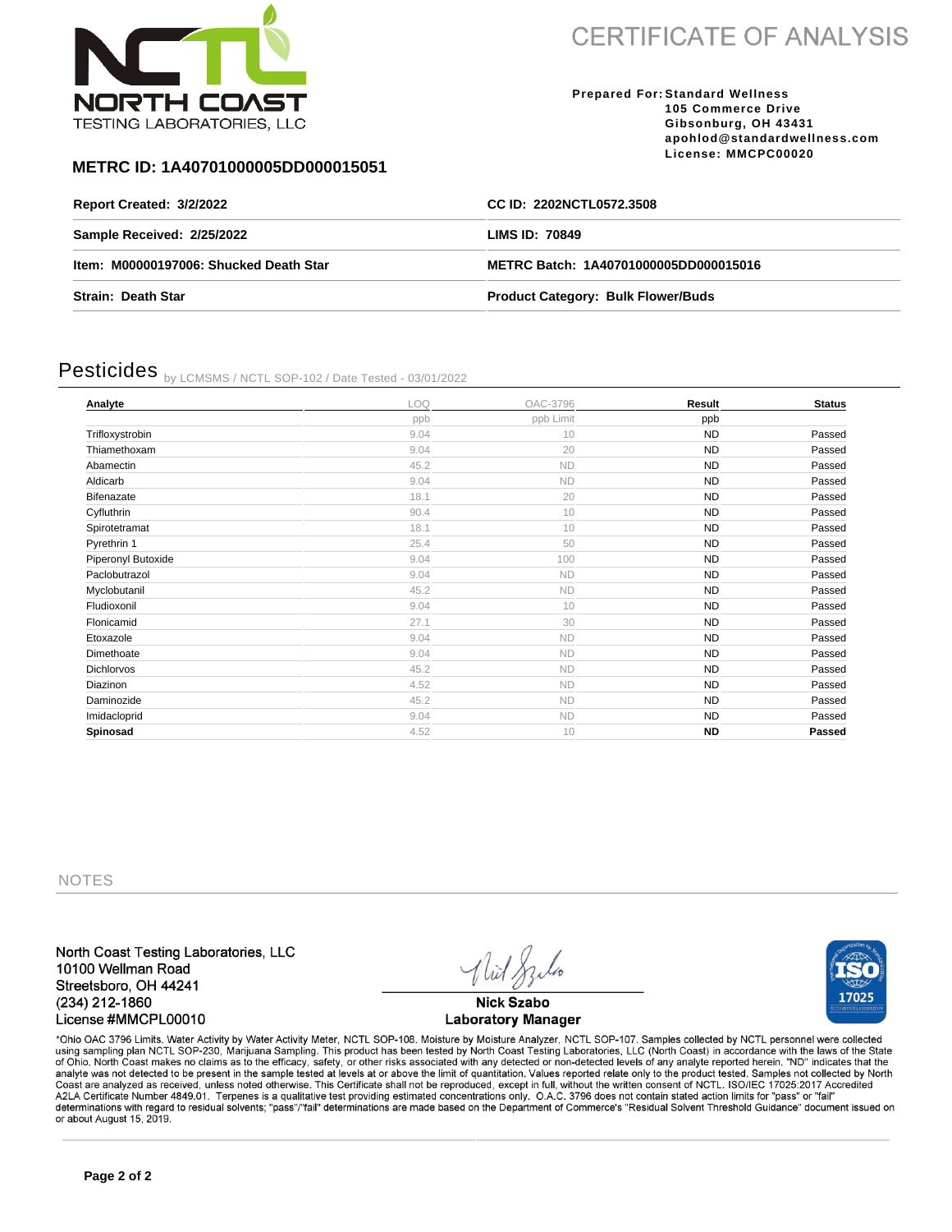# CERTIFICATE OF ANALYSIS

**NORTH COAST TESTING LABORATORIES, LLC**

**Prepared For:** **Standard Wellness**
**105 Commerce Drive**
**Gibsonburg, OH 43431**
**apohlod@standardwellness.com**
**License: MMCPC00020**

### METRC ID: 1A40701000005DD000015051

| | |
|---|---|
| **Report Created: 3/2/2022** | **CC ID: 2202NCTL0572.3508** |
| **Sample Received: 2/25/2022** | **LIMS ID: 70849** |
| **Item: M00000197006: Shucked Death Star** | **METRC Batch: 1A40701000005DD000015016** |
| **Strain: Death Star** | **Product Category: Bulk Flower/Buds** |

## Pesticides by LCMSMS / NCTL SOP-102 / Date Tested - 03/01/2022

| Analyte | LOQ | OAC-3796 | Result | Status |
|---|---|---|---|---|
| | ppb | ppb Limit | ppb | |
| Trifloxystrobin | 9.04 | 10 | ND | Passed |
| Thiamethoxam | 9.04 | 20 | ND | Passed |
| Abamectin | 45.2 | ND | ND | Passed |
| Aldicarb | 9.04 | ND | ND | Passed |
| Bifenazate | 18.1 | 20 | ND | Passed |
| Cyfluthrin | 90.4 | 10 | ND | Passed |
| Spirotetramat | 18.1 | 10 | ND | Passed |
| Pyrethrin 1 | 25.4 | 50 | ND | Passed |
| Piperonyl Butoxide | 9.04 | 100 | ND | Passed |
| Paclobutrazol | 9.04 | ND | ND | Passed |
| Myclobutanil | 45.2 | ND | ND | Passed |
| Fludioxonil | 9.04 | 10 | ND | Passed |
| Flonicamid | 27.1 | 30 | ND | Passed |
| Etoxazole | 9.04 | ND | ND | Passed |
| Dimethoate | 9.04 | ND | ND | Passed |
| Dichlorvos | 45.2 | ND | ND | Passed |
| Diazinon | 4.52 | ND | ND | Passed |
| Daminozide | 45.2 | ND | ND | Passed |
| Imidacloprid | 9.04 | ND | ND | Passed |
| **Spinosad** | 4.52 | 10 | **ND** | **Passed** |

NOTES

North Coast Testing Laboratories, LLC
10100 Wellman Road
Streetsboro, OH 44241
(234) 212-1860
License #MMCPL00010

**Nick Szabo**
**Laboratory Manager**

*Ohio OAC 3796 Limits. Water Activity by Water Activity Meter, NCTL SOP-108. Moisture by Moisture Analyzer, NCTL SOP-107. Samples collected by NCTL personnel were collected using sampling plan NCTL SOP-230, Marijuana Sampling. This product has been tested by North Coast Testing Laboratories, LLC (North Coast) in accordance with the laws of the State of Ohio. North Coast makes no claims as to the efficacy, safety, or other risks associated with any detected or non-detected levels of any analyte reported herein. "ND" indicates that the analyte was not detected to be present in the sample tested at levels at or above the limit of quantitation. Values reported relate only to the product tested. Samples not collected by North Coast are analyzed as received, unless noted otherwise. This Certificate shall not be reproduced, except in full, without the written consent of NCTL. ISO/IEC 17025:2017 Accredited A2LA Certificate Number 4849.01. Terpenes is a qualitative test providing estimated concentrations only. O.A.C. 3796 does not contain stated action limits for "pass" or "fail" determinations with regard to residual solvents; "pass"/"fail" determinations are made based on the Department of Commerce's "Residual Solvent Threshold Guidance" document issued on or about August 15, 2019.